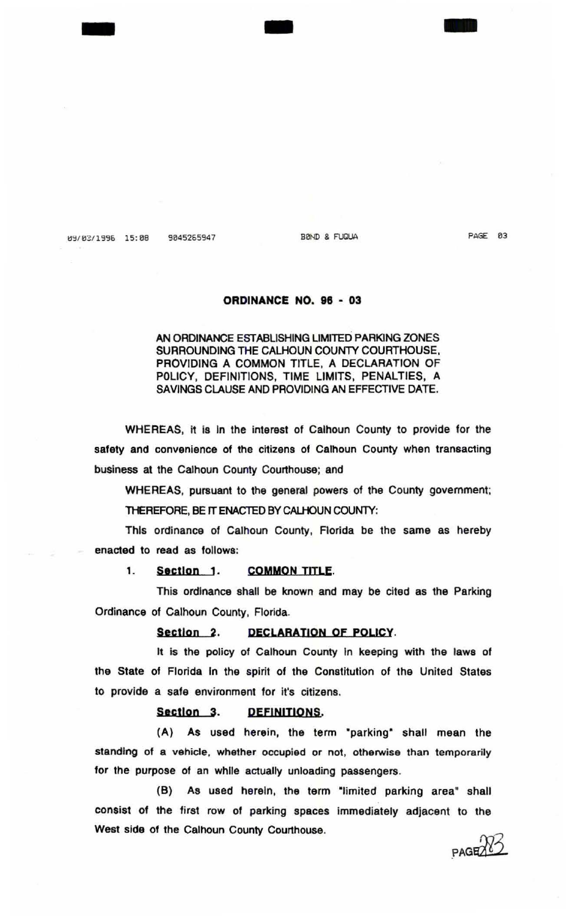# ORDINANCE NO. 96 - 03

AN ORDINANCE ESTABLISHING LIMITED PARKING ZONES SURROUNDING THE CALHOUN COUNTY COURTHOUSE, PROVIDING A COMMON TITLE, A DECLARATION OF POLICY, DEFINITIONS, TIME LIMITS, PENALTIES, A SAVINGS CLAUSE AND PROVIDING AN EFFECTIVE DATE.

WHEREAS, it is in the interest of Calhoun County to provide for the safety and convenience of the citizens of Calhoun County when transacting business at the Calhoun County Courthouse; and

WHEREAS, pursuant to the general powers of the County government;

THEREFORE, BE IT ENACTED BY CALHOUN COUNTY:

This ordinance of Calhoun County, Florida be the same as hereby enacted to read as follows:

1. **Section 1. COMMON TITLE.**

This ordinance shall be known and may be cited as the Parking Ordinance of Calhoun County, Florida.

**Section 2. DECLARATION OF POLICY.**

It is the policy of Calhoun County in keeping with the laws of the State of Florida in the spirit of the Constitution of the United States to provide a safe environment for it's citizens.

**Section 3. DEFINITIONS.**

(A) As used herein, the term "parking" shall mean the standing of a vehicle, whether occupied or not, otherwise than temporarily for the purpose of an while actually unloading passengers.

(B) As used herein, the term "limited parking area" shall consist of the first row of parking spaces immediately adjacent to the West side of the Calhoun County Courthouse.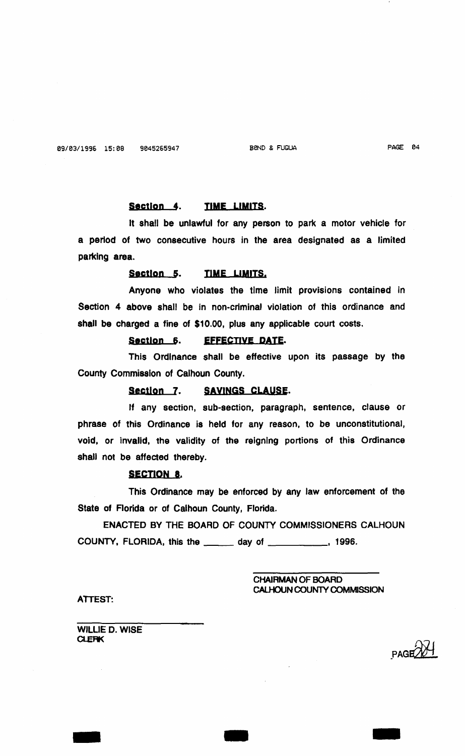**Section 4. TIME LIMITS.**

It shall be unlawful for any person to park a motor vehicle for a period of two consecutive hours in the area designated as a limited parking area.

**Section 5. TIME LIMITS.**

Anyone who violates the time limit provisions contained in Section 4 above shall be in non-criminal violation of this ordinance and shall be charged a fine of $10.00, plus any applicable court costs.

**Section 6. EFFECTIVE DATE.**

This Ordinance shall be effective upon its passage by the County Commission of Calhoun County.

**Section 7. SAVINGS CLAUSE.**

If any section, sub-section, paragraph, sentence, clause or phrase of this Ordinance is held for any reason, to be unconstitutional, void, or invalid, the validity of the reigning portions of this Ordinance shall not be affected thereby.

**SECTION 8.**

This Ordinance may be enforced by any law enforcement of the State of Florida or of Calhoun County, Florida.

ENACTED BY THE BOARD OF COUNTY COMMISSIONERS CALHOUN COUNTY, FLORIDA, this the ______ day of ___________, 1996.

\_\_\_\_\_\_\_\_\_\_\_\_\_\_\_\_\_\_\_\_\_\_\_\_
CHAIRMAN OF BOARD
CALHOUN COUNTY COMMISSION

ATTEST:

\_\_\_\_\_\_\_\_\_\_\_\_\_\_\_\_\_\_\_\_\_\_\_\_
WILLIE D. WISE
CLERK